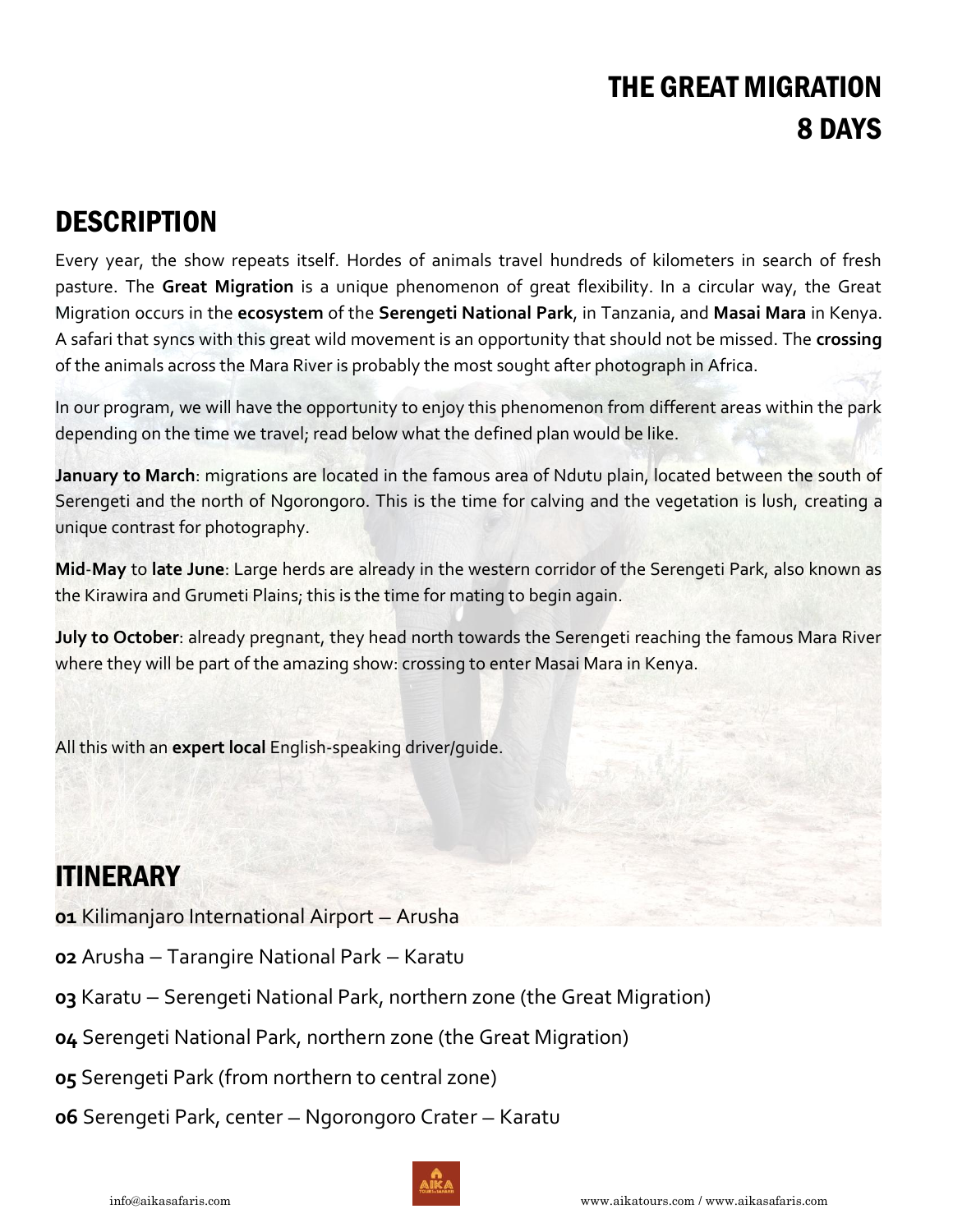# THE GREAT MIGRATION
# 8 DAYS

## DESCRIPTION

Every year, the show repeats itself. Hordes of animals travel hundreds of kilometers in search of fresh pasture. The **Great Migration** is a unique phenomenon of great flexibility. In a circular way, the Great Migration occurs in the **ecosystem** of the **Serengeti National Park**, in Tanzania, and **Masai Mara** in Kenya. A safari that syncs with this great wild movement is an opportunity that should not be missed. The **crossing** of the animals across the Mara River is probably the most sought after photograph in Africa.

In our program, we will have the opportunity to enjoy this phenomenon from different areas within the park depending on the time we travel; read below what the defined plan would be like.

**January to March**: migrations are located in the famous area of Ndutu plain, located between the south of Serengeti and the north of Ngorongoro. This is the time for calving and the vegetation is lush, creating a unique contrast for photography.

**Mid-May** to **late June**: Large herds are already in the western corridor of the Serengeti Park, also known as the Kirawira and Grumeti Plains; this is the time for mating to begin again.

**July to October**: already pregnant, they head north towards the Serengeti reaching the famous Mara River where they will be part of the amazing show: crossing to enter Masai Mara in Kenya.

All this with an **expert local** English-speaking driver/guide.

## ITINERARY

**01** Kilimanjaro International Airport – Arusha

**02** Arusha – Tarangire National Park – Karatu

**03** Karatu – Serengeti National Park, northern zone (the Great Migration)

**04** Serengeti National Park, northern zone (the Great Migration)

**05** Serengeti Park (from northern to central zone)

**06** Serengeti Park, center – Ngorongoro Crater – Karatu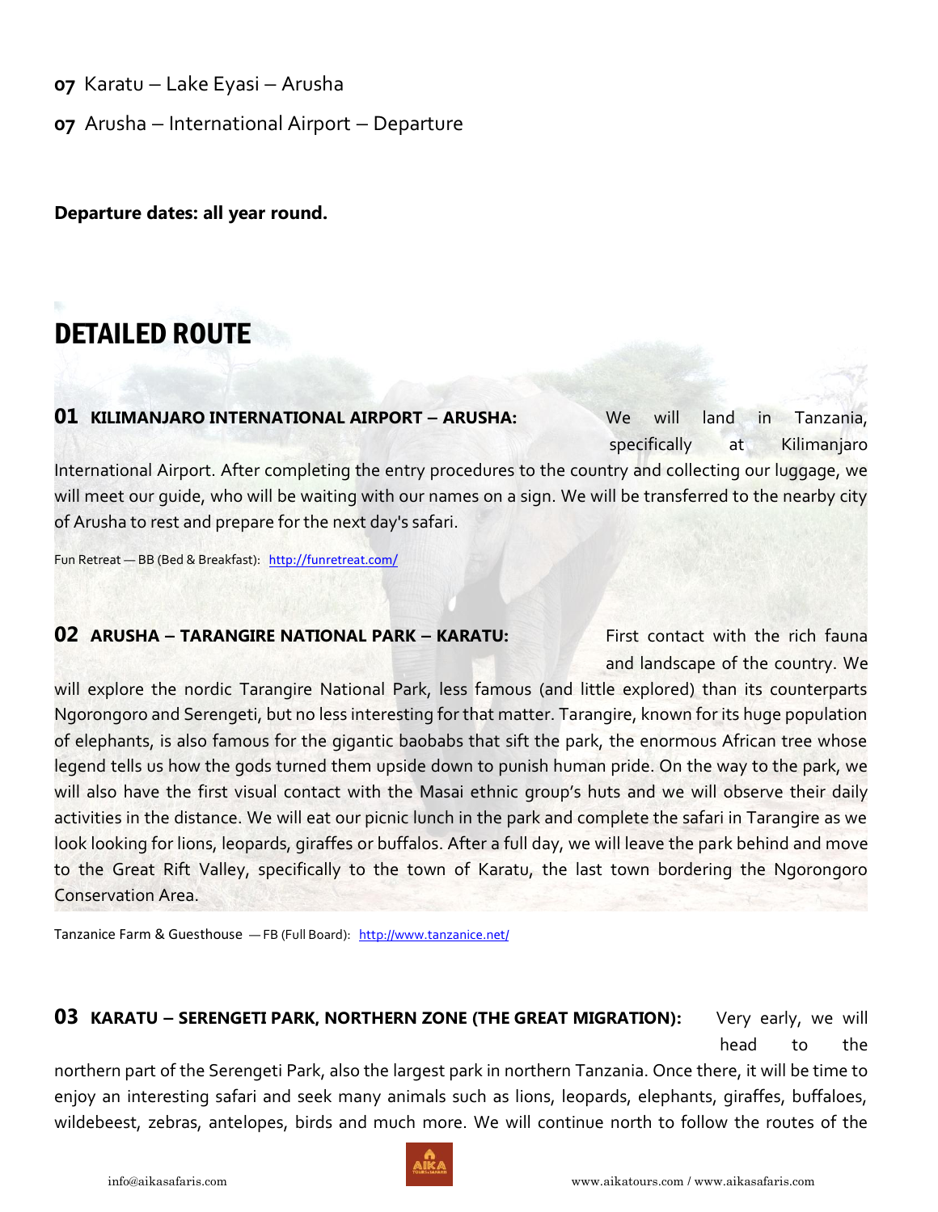**07** Karatu – Lake Eyasi – Arusha

**07** Arusha – International Airport – Departure

**Departure dates: all year round.**

# DETAILED ROUTE

**01 KILIMANJARO INTERNATIONAL AIRPORT – ARUSHA:** We will land in Tanzania, specifically at Kilimanjaro International Airport. After completing the entry procedures to the country and collecting our luggage, we will meet our guide, who will be waiting with our names on a sign. We will be transferred to the nearby city of Arusha to rest and prepare for the next day's safari.

Fun Retreat — BB (Bed & Breakfast): http://funretreat.com/

**02 ARUSHA – TARANGIRE NATIONAL PARK – KARATU:** First contact with the rich fauna and landscape of the country. We will explore the nordic Tarangire National Park, less famous (and little explored) than its counterparts Ngorongoro and Serengeti, but no less interesting for that matter. Tarangire, known for its huge population of elephants, is also famous for the gigantic baobabs that sift the park, the enormous African tree whose legend tells us how the gods turned them upside down to punish human pride. On the way to the park, we will also have the first visual contact with the Masai ethnic group's huts and we will observe their daily activities in the distance. We will eat our picnic lunch in the park and complete the safari in Tarangire as we look looking for lions, leopards, giraffes or buffalos. After a full day, we will leave the park behind and move to the Great Rift Valley, specifically to the town of Karatu, the last town bordering the Ngorongoro Conservation Area.

Tanzanice Farm & Guesthouse — FB (Full Board): http://www.tanzanice.net/

**03 KARATU – SERENGETI PARK, NORTHERN ZONE (THE GREAT MIGRATION):** Very early, we will head to the northern part of the Serengeti Park, also the largest park in northern Tanzania. Once there, it will be time to enjoy an interesting safari and seek many animals such as lions, leopards, elephants, giraffes, buffaloes, wildebeest, zebras, antelopes, birds and much more. We will continue north to follow the routes of the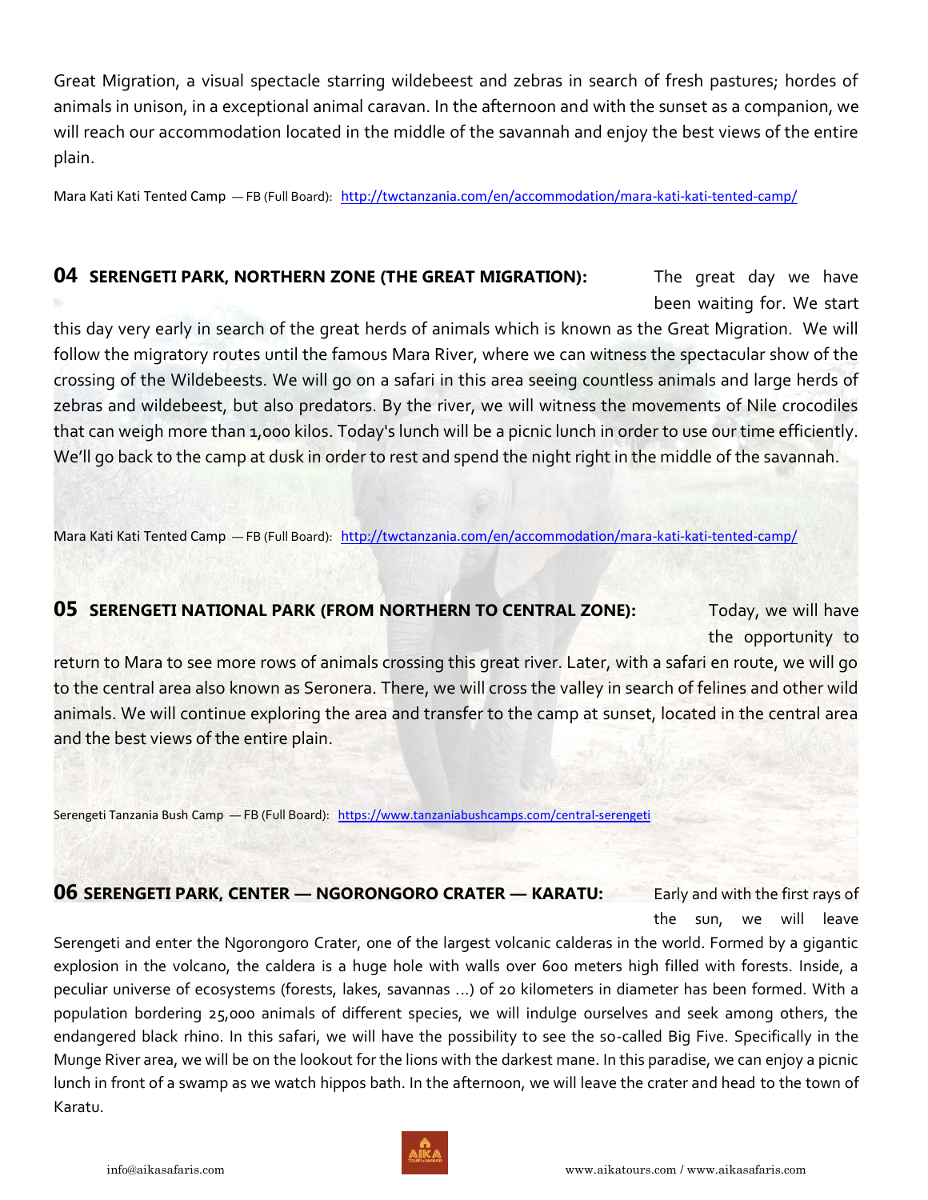Great Migration, a visual spectacle starring wildebeest and zebras in search of fresh pastures; hordes of animals in unison, in a exceptional animal caravan. In the afternoon and with the sunset as a companion, we will reach our accommodation located in the middle of the savannah and enjoy the best views of the entire plain.

Mara Kati Kati Tented Camp — FB (Full Board): http://twctanzania.com/en/accommodation/mara-kati-kati-tented-camp/

### 04 SERENGETI PARK, NORTHERN ZONE (THE GREAT MIGRATION):

The great day we have been waiting for. We start this day very early in search of the great herds of animals which is known as the Great Migration. We will follow the migratory routes until the famous Mara River, where we can witness the spectacular show of the crossing of the Wildebeests. We will go on a safari in this area seeing countless animals and large herds of zebras and wildebeest, but also predators. By the river, we will witness the movements of Nile crocodiles that can weigh more than 1,000 kilos. Today's lunch will be a picnic lunch in order to use our time efficiently. We'll go back to the camp at dusk in order to rest and spend the night right in the middle of the savannah.

Mara Kati Kati Tented Camp — FB (Full Board): http://twctanzania.com/en/accommodation/mara-kati-kati-tented-camp/

### 05 SERENGETI NATIONAL PARK (FROM NORTHERN TO CENTRAL ZONE):

Today, we will have the opportunity to return to Mara to see more rows of animals crossing this great river. Later, with a safari en route, we will go to the central area also known as Seronera. There, we will cross the valley in search of felines and other wild animals. We will continue exploring the area and transfer to the camp at sunset, located in the central area and the best views of the entire plain.

Serengeti Tanzania Bush Camp — FB (Full Board): https://www.tanzaniabushcamps.com/central-serengeti

### 06 SERENGETI PARK, CENTER — NGORONGORO CRATER — KARATU:

Early and with the first rays of the sun, we will leave Serengeti and enter the Ngorongoro Crater, one of the largest volcanic calderas in the world. Formed by a gigantic explosion in the volcano, the caldera is a huge hole with walls over 600 meters high filled with forests. Inside, a peculiar universe of ecosystems (forests, lakes, savannas ...) of 20 kilometers in diameter has been formed. With a population bordering 25,000 animals of different species, we will indulge ourselves and seek among others, the endangered black rhino. In this safari, we will have the possibility to see the so-called Big Five. Specifically in the Munge River area, we will be on the lookout for the lions with the darkest mane. In this paradise, we can enjoy a picnic lunch in front of a swamp as we watch hippos bath. In the afternoon, we will leave the crater and head to the town of Karatu.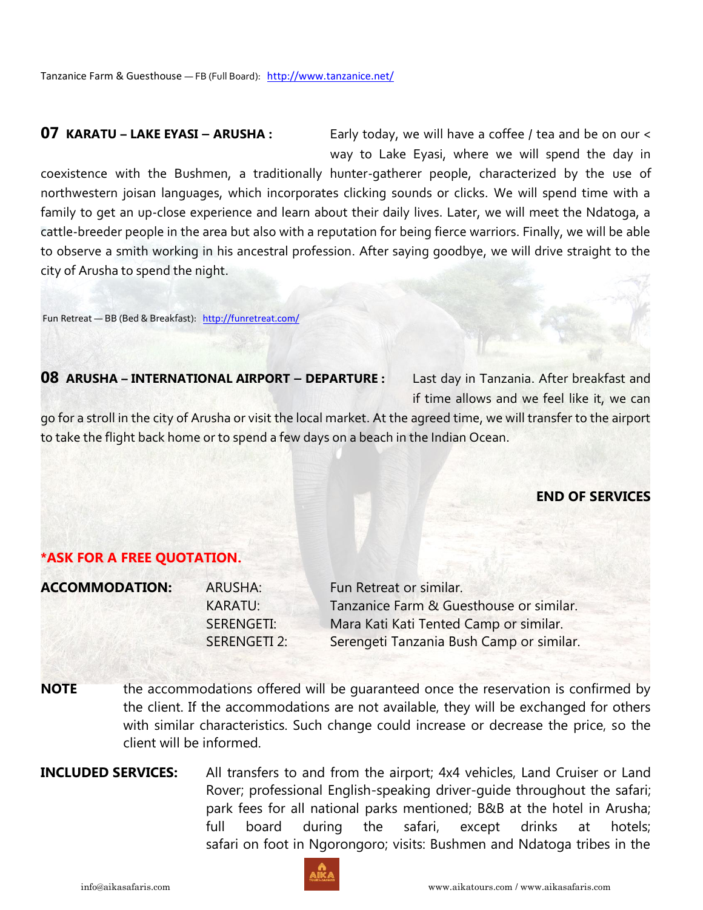Tanzanice Farm & Guesthouse — FB (Full Board): [http://www.tanzanice.net/](http://www.tanzanice.net/)

**07 KARATU – LAKE EYASI – ARUSHA :** Early today, we will have a coffee / tea and be on our < way to Lake Eyasi, where we will spend the day in coexistence with the Bushmen, a traditionally hunter-gatherer people, characterized by the use of northwestern joisan languages, which incorporates clicking sounds or clicks. We will spend time with a family to get an up-close experience and learn about their daily lives. Later, we will meet the Ndatoga, a cattle-breeder people in the area but also with a reputation for being fierce warriors. Finally, we will be able to observe a smith working in his ancestral profession. After saying goodbye, we will drive straight to the city of Arusha to spend the night.

Fun Retreat — BB (Bed & Breakfast): [http://funretreat.com/](http://funretreat.com/)

**08 ARUSHA – INTERNATIONAL AIRPORT – DEPARTURE :** Last day in Tanzania. After breakfast and if time allows and we feel like it, we can go for a stroll in the city of Arusha or visit the local market. At the agreed time, we will transfer to the airport to take the flight back home or to spend a few days on a beach in the Indian Ocean.

**END OF SERVICES**

**\*ASK FOR A FREE QUOTATION.**

**ACCOMMODATION:**

| | |
|---|---|
| ARUSHA: | Fun Retreat or similar. |
| KARATU: | Tanzanice Farm & Guesthouse or similar. |
| SERENGETI: | Mara Kati Kati Tented Camp or similar. |
| SERENGETI 2: | Serengeti Tanzania Bush Camp or similar. |

**NOTE** the accommodations offered will be guaranteed once the reservation is confirmed by the client. If the accommodations are not available, they will be exchanged for others with similar characteristics. Such change could increase or decrease the price, so the client will be informed.

**INCLUDED SERVICES:** All transfers to and from the airport; 4x4 vehicles, Land Cruiser or Land Rover; professional English-speaking driver-guide throughout the safari; park fees for all national parks mentioned; B&B at the hotel in Arusha; full board during the safari, except drinks at hotels; safari on foot in Ngorongoro; visits: Bushmen and Ndatoga tribes in the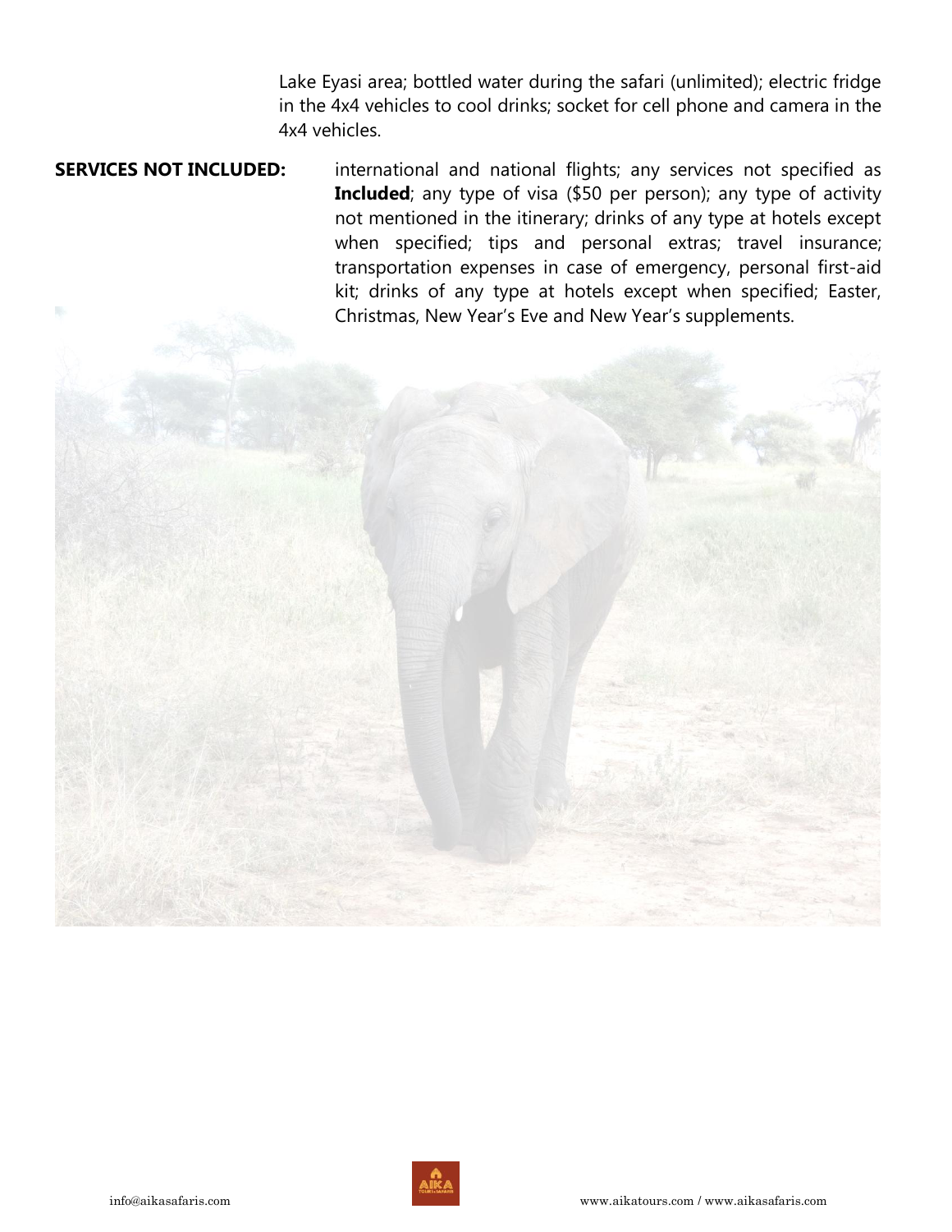Lake Eyasi area; bottled water during the safari (unlimited); electric fridge in the 4x4 vehicles to cool drinks; socket for cell phone and camera in the 4x4 vehicles.

**SERVICES NOT INCLUDED:** international and national flights; any services not specified as **Included**; any type of visa ($50 per person); any type of activity not mentioned in the itinerary; drinks of any type at hotels except when specified; tips and personal extras; travel insurance; transportation expenses in case of emergency, personal first-aid kit; drinks of any type at hotels except when specified; Easter, Christmas, New Year's Eve and New Year's supplements.